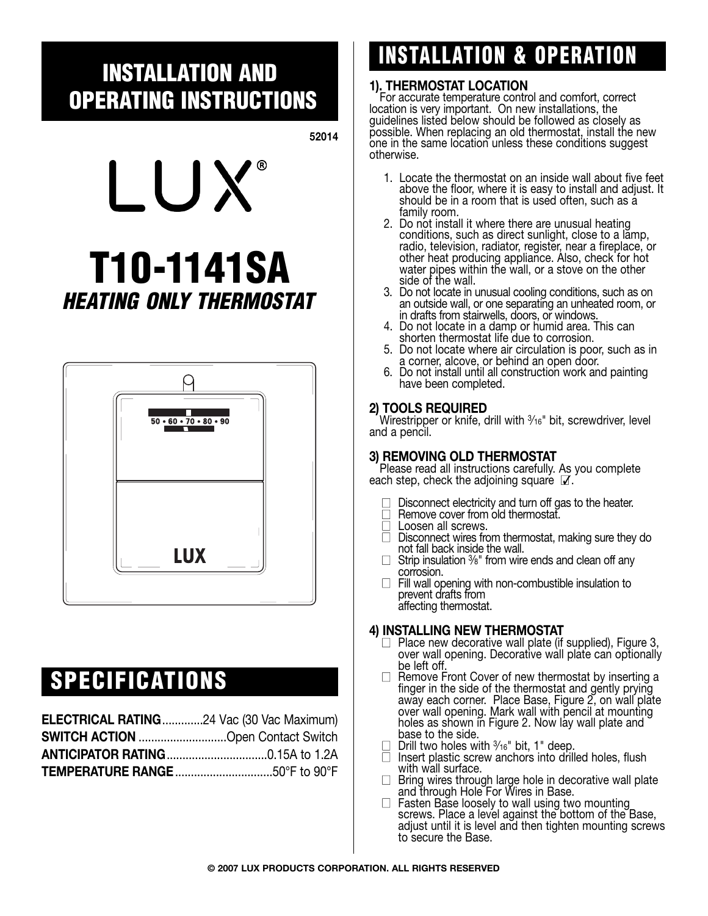# INSTALLATION AND OPERATING INSTRUCTIONS

52014

LUX®

# T10-1141SA

## *HEATING ONLY THERMOSTAT*

## SPECIFICATIONS

| | |
|---|---|
| **ELECTRICAL RATING** | 24 Vac (30 Vac Maximum) |
| **SWITCH ACTION** | Open Contact Switch |
| **ANTICIPATOR RATING** | 0.15A to 1.2A |
| **TEMPERATURE RANGE** | 50°F to 90°F |

## INSTALLATION & OPERATION

### 1). THERMOSTAT LOCATION

For accurate temperature control and comfort, correct location is very important. On new installations, the guidelines listed below should be followed as closely as possible. When replacing an old thermostat, install the new one in the same location unless these conditions suggest otherwise.

1. Locate the thermostat on an inside wall about five feet above the floor, where it is easy to install and adjust. It should be in a room that is used often, such as a family room.
2. Do not install it where there are unusual heating conditions, such as direct sunlight, close to a lamp, radio, television, radiator, register, near a fireplace, or other heat producing appliance. Also, check for hot water pipes within the wall, or a stove on the other side of the wall.
3. Do not locate in unusual cooling conditions, such as on an outside wall, or one separating an unheated room, or in drafts from stairwells, doors, or windows.
4. Do not locate in a damp or humid area. This can shorten thermostat life due to corrosion.
5. Do not locate where air circulation is poor, such as in a corner, alcove, or behind an open door.
6. Do not install until all construction work and painting have been completed.

### 2) TOOLS REQUIRED

Wirestripper or knife, drill with 3/16" bit, screwdriver, level and a pencil.

### 3) REMOVING OLD THERMOSTAT

Please read all instructions carefully. As you complete each step, check the adjoining square ☑.

- ☐ Disconnect electricity and turn off gas to the heater.
- ☐ Remove cover from old thermostat.
- ☐ Loosen all screws.
- ☐ Disconnect wires from thermostat, making sure they do not fall back inside the wall.
- ☐ Strip insulation 3/8" from wire ends and clean off any corrosion.
- ☐ Fill wall opening with non-combustible insulation to prevent drafts from affecting thermostat.

### 4) INSTALLING NEW THERMOSTAT

- ☐ Place new decorative wall plate (if supplied), Figure 3, over wall opening. Decorative wall plate can optionally be left off.
- ☐ Remove Front Cover of new thermostat by inserting a finger in the side of the thermostat and gently prying away each corner. Place Base, Figure 2, on wall plate over wall opening. Mark wall with pencil at mounting holes as shown in Figure 2. Now lay wall plate and base to the side.
- ☐ Drill two holes with 3/16" bit, 1" deep.
- ☐ Insert plastic screw anchors into drilled holes, flush with wall surface.
- ☐ Bring wires through large hole in decorative wall plate and through Hole For Wires in Base.
- ☐ Fasten Base loosely to wall using two mounting screws. Place a level against the bottom of the Base, adjust until it is level and then tighten mounting screws to secure the Base.

© 2007 LUX PRODUCTS CORPORATION. ALL RIGHTS RESERVED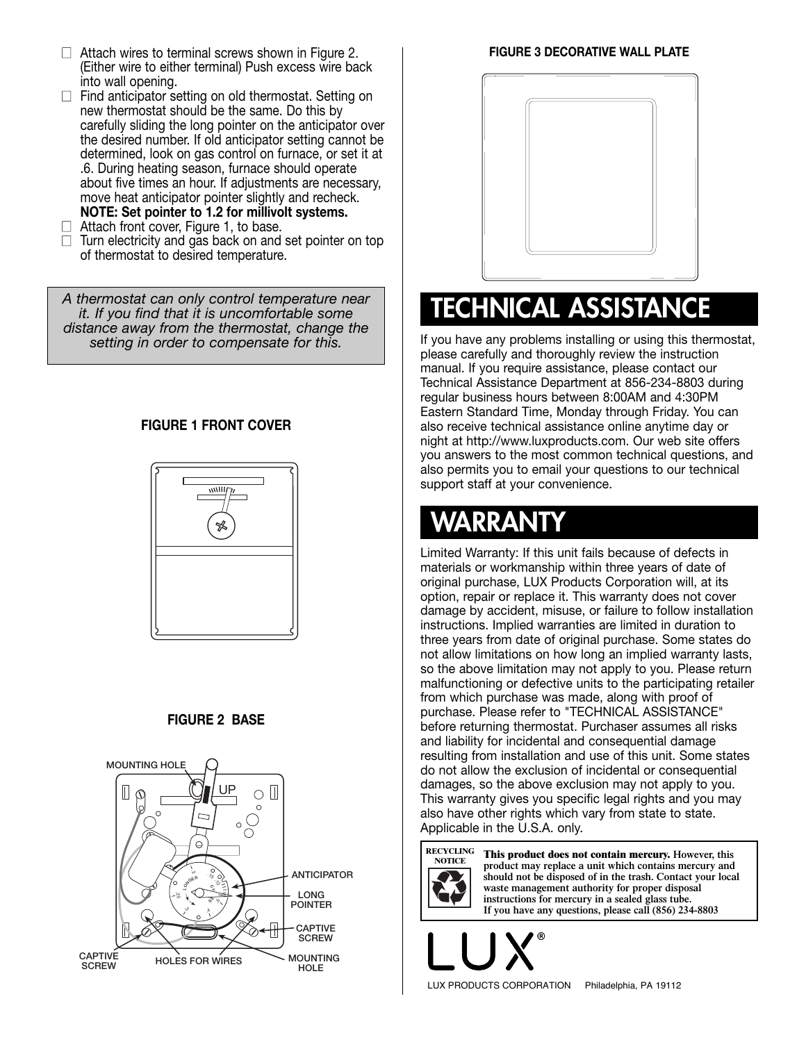- ☐ Attach wires to terminal screws shown in Figure 2. (Either wire to either terminal) Push excess wire back into wall opening.
- ☐ Find anticipator setting on old thermostat. Setting on new thermostat should be the same. Do this by carefully sliding the long pointer on the anticipator over the desired number. If old anticipator setting cannot be determined, look on gas control on furnace, or set it at .6. During heating season, furnace should operate about five times an hour. If adjustments are necessary, move heat anticipator pointer slightly and recheck. **NOTE: Set pointer to 1.2 for millivolt systems.**
- ☐ Attach front cover, Figure 1, to base.
- ☐ Turn electricity and gas back on and set pointer on top of thermostat to desired temperature.

*A thermostat can only control temperature near it. If you find that it is uncomfortable some distance away from the thermostat, change the setting in order to compensate for this.*

**FIGURE 1 FRONT COVER**

**FIGURE 2 BASE**

MOUNTING HOLE
UP
ANTICIPATOR
LONG POINTER
CAPTIVE SCREW
CAPTIVE SCREW
HOLES FOR WIRES
MOUNTING HOLE

**FIGURE 3 DECORATIVE WALL PLATE**

# TECHNICAL ASSISTANCE

If you have any problems installing or using this thermostat, please carefully and thoroughly review the instruction manual. If you require assistance, please contact our Technical Assistance Department at 856-234-8803 during regular business hours between 8:00AM and 4:30PM Eastern Standard Time, Monday through Friday. You can also receive technical assistance online anytime day or night at http://www.luxproducts.com. Our web site offers you answers to the most common technical questions, and also permits you to email your questions to our technical support staff at your convenience.

# WARRANTY

Limited Warranty: If this unit fails because of defects in materials or workmanship within three years of date of original purchase, LUX Products Corporation will, at its option, repair or replace it. This warranty does not cover damage by accident, misuse, or failure to follow installation instructions. Implied warranties are limited in duration to three years from date of original purchase. Some states do not allow limitations on how long an implied warranty lasts, so the above limitation may not apply to you. Please return malfunctioning or defective units to the participating retailer from which purchase was made, along with proof of purchase. Please refer to "TECHNICAL ASSISTANCE" before returning thermostat. Purchaser assumes all risks and liability for incidental and consequential damage resulting from installation and use of this unit. Some states do not allow the exclusion of incidental or consequential damages, so the above exclusion may not apply to you. This warranty gives you specific legal rights and you may also have other rights which vary from state to state. Applicable in the U.S.A. only.

**RECYCLING NOTICE**

**This product does not contain mercury.** **However, this product may replace a unit which contains mercury and should not be disposed of in the trash. Contact your local waste management authority for proper disposal instructions for mercury in a sealed glass tube.**
**If you have any questions, please call (856) 234-8803**

LUX®

LUX PRODUCTS CORPORATION    Philadelphia, PA 19112